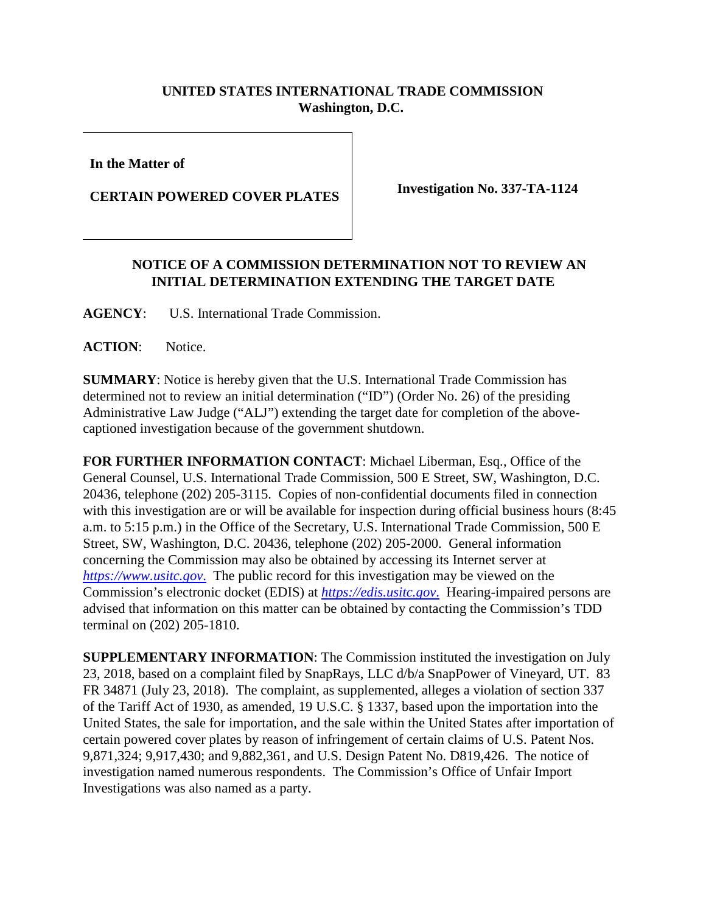**UNITED STATES INTERNATIONAL TRADE COMMISSION**
**Washington, D.C.**

| In the Matter of<br><br>CERTAIN POWERED COVER PLATES | Investigation No. 337-TA-1124 |
|---|---|

**NOTICE OF A COMMISSION DETERMINATION NOT TO REVIEW AN INITIAL DETERMINATION EXTENDING THE TARGET DATE**

**AGENCY**: U.S. International Trade Commission.

**ACTION**: Notice.

**SUMMARY**: Notice is hereby given that the U.S. International Trade Commission has determined not to review an initial determination ("ID") (Order No. 26) of the presiding Administrative Law Judge ("ALJ") extending the target date for completion of the above-captioned investigation because of the government shutdown.

**FOR FURTHER INFORMATION CONTACT**: Michael Liberman, Esq., Office of the General Counsel, U.S. International Trade Commission, 500 E Street, SW, Washington, D.C. 20436, telephone (202) 205-3115. Copies of non-confidential documents filed in connection with this investigation are or will be available for inspection during official business hours (8:45 a.m. to 5:15 p.m.) in the Office of the Secretary, U.S. International Trade Commission, 500 E Street, SW, Washington, D.C. 20436, telephone (202) 205-2000. General information concerning the Commission may also be obtained by accessing its Internet server at *https://www.usitc.gov.* The public record for this investigation may be viewed on the Commission's electronic docket (EDIS) at *https://edis.usitc.gov.* Hearing-impaired persons are advised that information on this matter can be obtained by contacting the Commission's TDD terminal on (202) 205-1810.

**SUPPLEMENTARY INFORMATION**: The Commission instituted the investigation on July 23, 2018, based on a complaint filed by SnapRays, LLC d/b/a SnapPower of Vineyard, UT. 83 FR 34871 (July 23, 2018). The complaint, as supplemented, alleges a violation of section 337 of the Tariff Act of 1930, as amended, 19 U.S.C. § 1337, based upon the importation into the United States, the sale for importation, and the sale within the United States after importation of certain powered cover plates by reason of infringement of certain claims of U.S. Patent Nos. 9,871,324; 9,917,430; and 9,882,361, and U.S. Design Patent No. D819,426. The notice of investigation named numerous respondents. The Commission's Office of Unfair Import Investigations was also named as a party.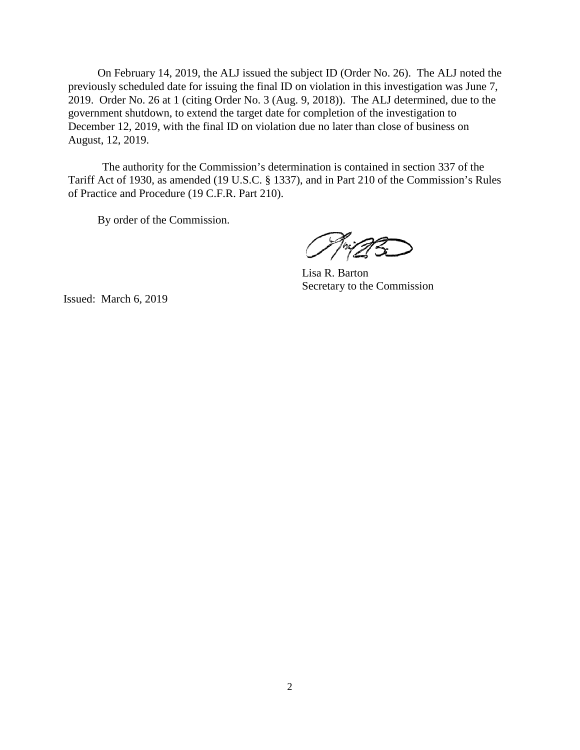On February 14, 2019, the ALJ issued the subject ID (Order No. 26). The ALJ noted the previously scheduled date for issuing the final ID on violation in this investigation was June 7, 2019. Order No. 26 at 1 (citing Order No. 3 (Aug. 9, 2018)). The ALJ determined, due to the government shutdown, to extend the target date for completion of the investigation to December 12, 2019, with the final ID on violation due no later than close of business on August, 12, 2019.

The authority for the Commission's determination is contained in section 337 of the Tariff Act of 1930, as amended (19 U.S.C. § 1337), and in Part 210 of the Commission's Rules of Practice and Procedure (19 C.F.R. Part 210).

By order of the Commission.

Lisa R. Barton
Secretary to the Commission

Issued: March 6, 2019